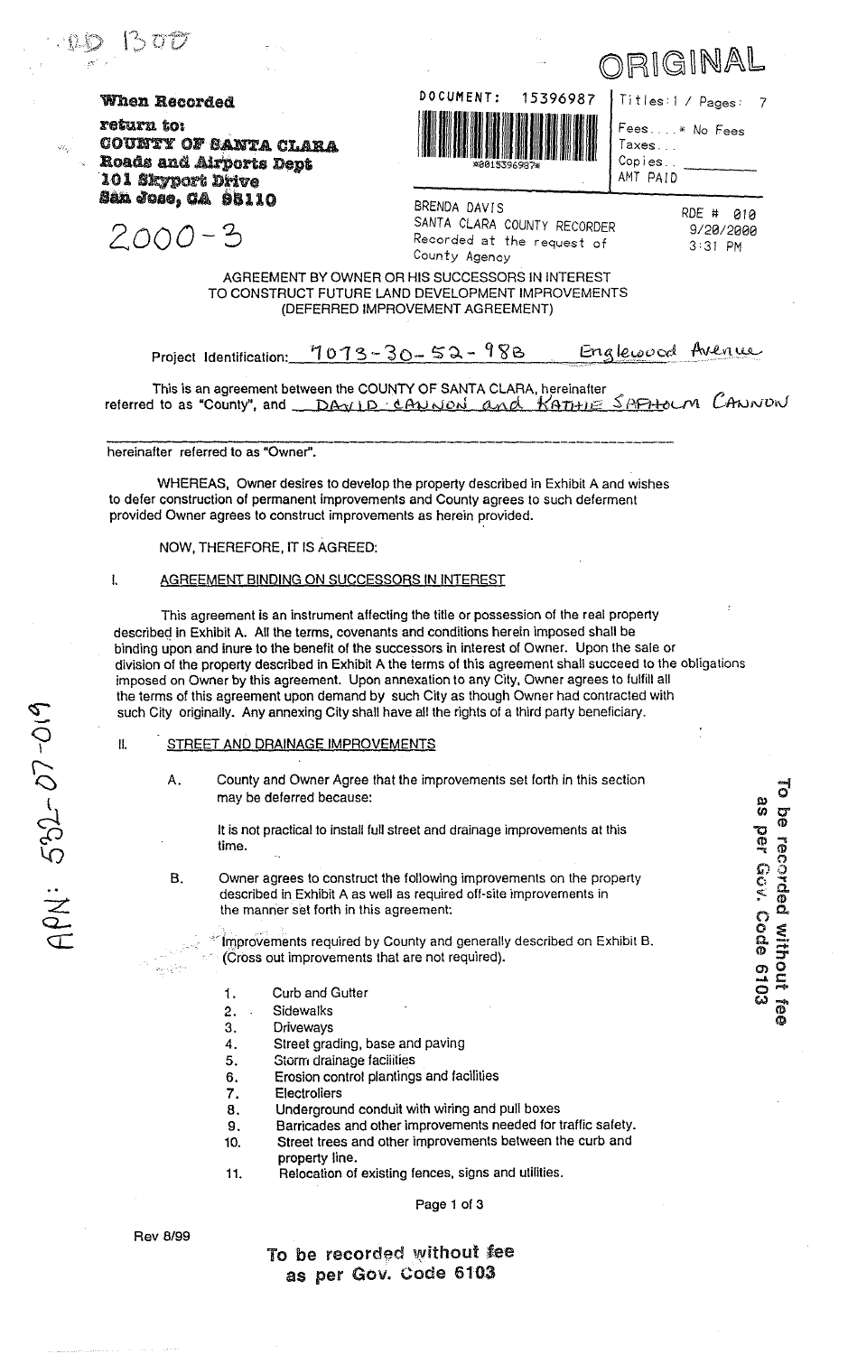RD 1300

# ORIGINAL

**When Recorded return to:**
**COUNTY OF SANTA CLARA**
**Roads and Airports Dept**
**101 Skyport Drive**
**San Jose, CA 95110**

2000-3

DOCUMENT: 15396987

Titles: 1 / Pages: 7

Fees....* No Fees
Taxes...
Copies..
AMT PAID

BRENDA DAVIS
SANTA CLARA COUNTY RECORDER
Recorded at the request of
County Agency

RDE # 010
9/20/2000
3:31 PM

APN: 532-07-019

AGREEMENT BY OWNER OR HIS SUCCESSORS IN INTEREST
TO CONSTRUCT FUTURE LAND DEVELOPMENT IMPROVEMENTS
(DEFERRED IMPROVEMENT AGREEMENT)

Project Identification: 7073-30-52-98B Englewood Avenue

This is an agreement between the COUNTY OF SANTA CLARA, hereinafter referred to as "County", and DAVID CANNON and KATHIE SAPHOLM CANNON

hereinafter referred to as "Owner".

WHEREAS, Owner desires to develop the property described in Exhibit A and wishes to defer construction of permanent improvements and County agrees to such deferment provided Owner agrees to construct improvements as herein provided.

NOW, THEREFORE, IT IS AGREED:

## I. AGREEMENT BINDING ON SUCCESSORS IN INTEREST

This agreement is an instrument affecting the title or possession of the real property described in Exhibit A. All the terms, covenants and conditions herein imposed shall be binding upon and inure to the benefit of the successors in interest of Owner. Upon the sale or division of the property described in Exhibit A the terms of this agreement shall succeed to the obligations imposed on Owner by this agreement. Upon annexation to any City, Owner agrees to fulfill all the terms of this agreement upon demand by such City as though Owner had contracted with such City originally. Any annexing City shall have all the rights of a third party beneficiary.

## II. STREET AND DRAINAGE IMPROVEMENTS

A. County and Owner Agree that the improvements set forth in this section may be deferred because:

It is not practical to install full street and drainage improvements at this time.

B. Owner agrees to construct the following improvements on the property described in Exhibit A as well as required off-site improvements in the manner set forth in this agreement:

Improvements required by County and generally described on Exhibit B. (Cross out improvements that are not required).

1. Curb and Gutter
2. Sidewalks
3. Driveways
4. Street grading, base and paving
5. Storm drainage facilities
6. Erosion control plantings and facilities
7. Electroliers
8. Underground conduit with wiring and pull boxes
9. Barricades and other improvements needed for traffic safety.
10. Street trees and other improvements between the curb and property line.
11. Relocation of existing fences, signs and utilities.

Rev 8/99

To be recorded without fee as per Gov. Code 6103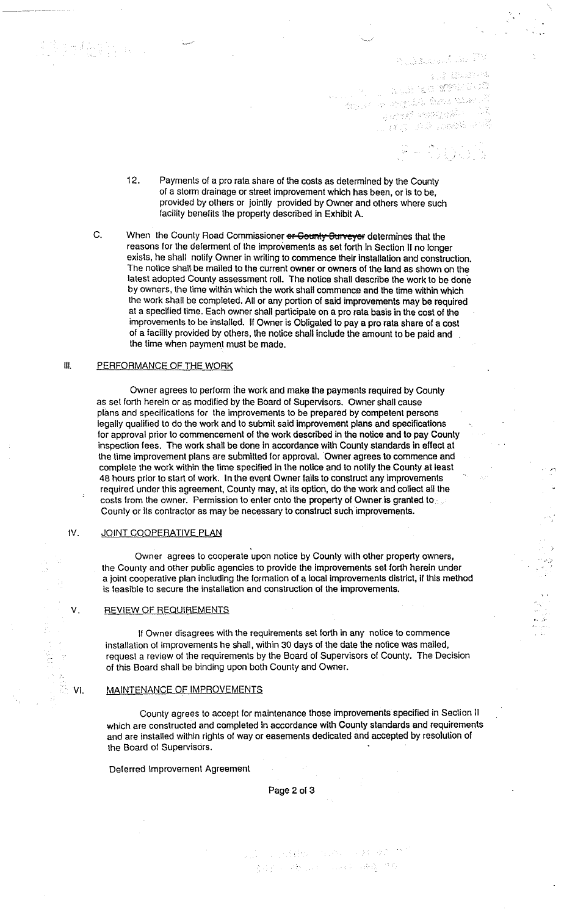12. Payments of a pro rata share of the costs as determined by the County of a storm drainage or street improvement which has been, or is to be, provided by others or jointly provided by Owner and others where such facility benefits the property described in Exhibit A.

C. When the County Road Commissioner ~~or County Surveyor~~ determines that the reasons for the deferment of the improvements as set forth in Section II no longer exists, he shall notify Owner in writing to commence their installation and construction. The notice shall be mailed to the current owner or owners of the land as shown on the latest adopted County assessment roll. The notice shall describe the work to be done by owners, the time within which the work shall commence and the time within which the work shall be completed. All or any portion of said improvements may be required at a specified time. Each owner shall participate on a pro rata basis in the cost of the improvements to be installed. If Owner is Obligated to pay a pro rata share of a cost of a facility provided by others, the notice shall include the amount to be paid and the time when payment must be made.

## III. PERFORMANCE OF THE WORK

Owner agrees to perform the work and make the payments required by County as set forth herein or as modified by the Board of Supervisors. Owner shall cause plans and specifications for the improvements to be prepared by competent persons legally qualified to do the work and to submit said improvement plans and specifications for approval prior to commencement of the work described in the notice and to pay County inspection fees. The work shall be done in accordance with County standards in effect at the time improvement plans are submitted for approval. Owner agrees to commence and complete the work within the time specified in the notice and to notify the County at least 48 hours prior to start of work. In the event Owner fails to construct any improvements required under this agreement, County may, at its option, do the work and collect all the costs from the owner. Permission to enter onto the property of Owner is granted to County or its contractor as may be necessary to construct such improvements.

## IV. JOINT COOPERATIVE PLAN

Owner agrees to cooperate upon notice by County with other property owners, the County and other public agencies to provide the improvements set forth herein under a joint cooperative plan including the formation of a local improvements district, if this method is feasible to secure the installation and construction of the improvements.

## V. REVIEW OF REQUIREMENTS

If Owner disagrees with the requirements set forth in any notice to commence installation of improvements he shall, within 30 days of the date the notice was mailed, request a review of the requirements by the Board of Supervisors of County. The Decision of this Board shall be binding upon both County and Owner.

## VI. MAINTENANCE OF IMPROVEMENTS

County agrees to accept for maintenance those improvements specified in Section II which are constructed and completed in accordance with County standards and requirements and are installed within rights of way or easements dedicated and accepted by resolution of the Board of Supervisors.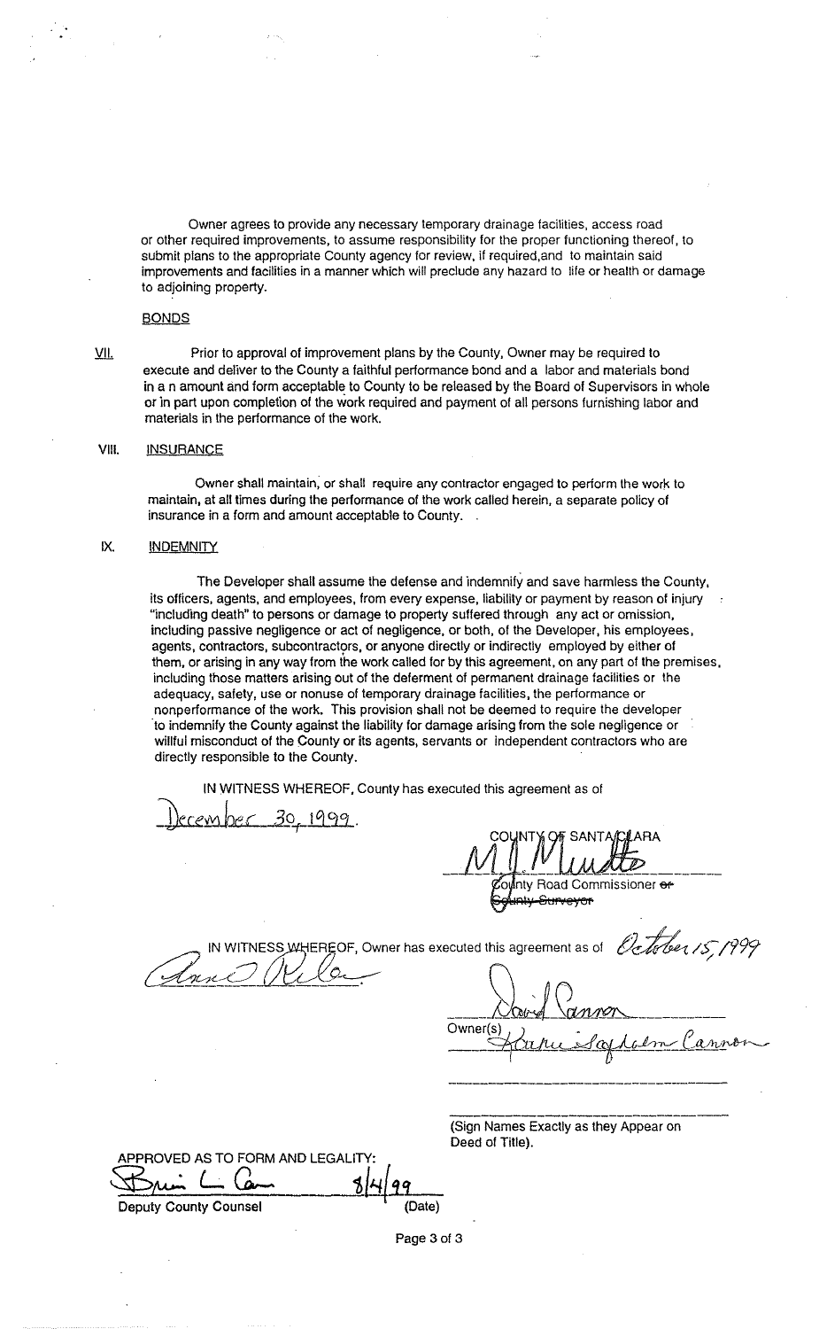Owner agrees to provide any necessary temporary drainage facilities, access road or other required improvements, to assume responsibility for the proper functioning thereof, to submit plans to the appropriate County agency for review, if required,and to maintain said improvements and facilities in a manner which will preclude any hazard to life or health or damage to adjoining property.

BONDS

VII. Prior to approval of improvement plans by the County, Owner may be required to execute and deliver to the County a faithful performance bond and a labor and materials bond in a n amount and form acceptable to County to be released by the Board of Supervisors in whole or in part upon completion of the work required and payment of all persons furnishing labor and materials in the performance of the work.

VIII. INSURANCE

Owner shall maintain, or shall require any contractor engaged to perform the work to maintain, at all times during the performance of the work called herein, a separate policy of insurance in a form and amount acceptable to County.

IX. INDEMNITY

The Developer shall assume the defense and indemnify and save harmless the County, its officers, agents, and employees, from every expense, liability or payment by reason of injury "including death" to persons or damage to property suffered through any act or omission, including passive negligence or act of negligence, or both, of the Developer, his employees, agents, contractors, subcontractors, or anyone directly or indirectly employed by either of them, or arising in any way from the work called for by this agreement, on any part of the premises, including those matters arising out of the deferment of permanent drainage facilities or the adequacy, safety, use or nonuse of temporary drainage facilities, the performance or nonperformance of the work. This provision shall not be deemed to require the developer to indemnify the County against the liability for damage arising from the sole negligence or willful misconduct of the County or its agents, servants or independent contractors who are directly responsible to the County.

IN WITNESS WHEREOF, County has executed this agreement as of December 30, 1999.

COUNTY OF SANTA CLARA

M. J. Miudto

County Road Commissioner ~~or County Surveyor~~

IN WITNESS WHEREOF, Owner has executed this agreement as of October 15, 1999

Anne Rilo

David Cannon

Owner(s) Karen Sayadian Cannon

(Sign Names Exactly as they Appear on Deed of Title).

APPROVED AS TO FORM AND LEGALITY:

Brian L. Cam 8/4/99

Deputy County Counsel (Date)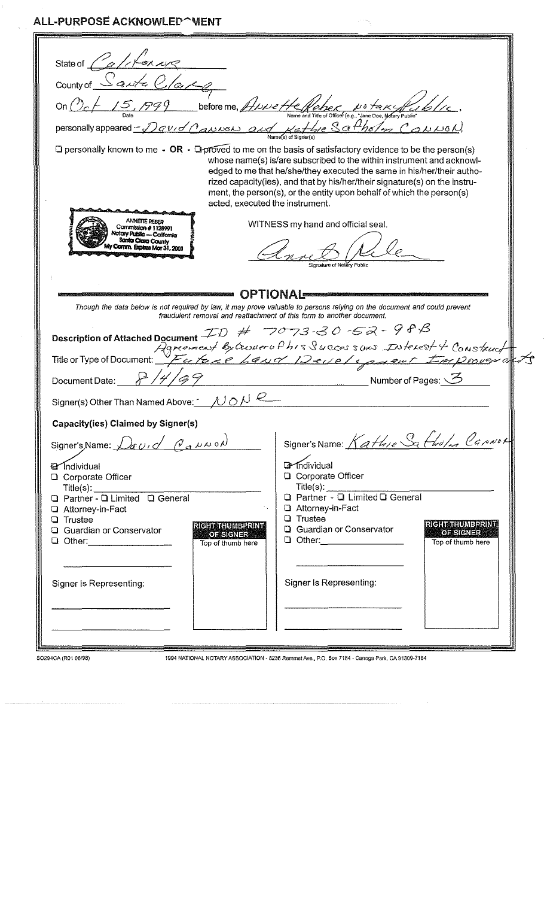# ALL-PURPOSE ACKNOWLEDGMENT

State of California

County of Santa Clara

On Oct 15, 1999 before me, Annette Reber Notary Public,
Date — Name and Title of Officer (e.g., "Jane Doe, Notary Public")

personally appeared - David Cannon and Kathie Satholm Cannon,
Name(s) of Signer(s)

☐ personally known to me - OR - ☑ proved to me on the basis of satisfactory evidence to be the person(s) whose name(s) is/are subscribed to the within instrument and acknowledged to me that he/she/they executed the same in his/her/their authorized capacity(ies), and that by his/her/their signature(s) on the instrument, the person(s), or the entity upon behalf of which the person(s) acted, executed the instrument.

ANNETTE REBER
Commission # 1128991
Notary Public — California
Santa Clara County
My Comm. Expires Mar 31, 2001

WITNESS my hand and official seal.

[Signature]
Signature of Notary Public

## OPTIONAL

*Though the data below is not required by law, it may prove valuable to persons relying on the document and could prevent fraudulent removal and reattachment of this form to another document.*

**Description of Attached Document** ID # 7073-30-52-98B

Title or Type of Document: Agreement By Owner of his Successors Interest to Construct Future Land Development Improvements

Document Date: 8/4/99 Number of Pages: 3

Signer(s) Other Than Named Above: NONE

**Capacity(ies) Claimed by Signer(s)**

Signer's Name: David Cannon

- ☑ Individual
- ☐ Corporate Officer
  Title(s): ____
- ☐ Partner - ☐ Limited ☐ General
- ☐ Attorney-in-Fact
- ☐ Trustee
- ☐ Guardian or Conservator
- ☐ Other: ____

RIGHT THUMBPRINT OF SIGNER
Top of thumb here

Signer Is Representing:

Signer's Name: Kathie Satholm Cannon

- ☑ Individual
- ☐ Corporate Officer
  Title(s): ____
- ☐ Partner - ☐ Limited ☐ General
- ☐ Attorney-in-Fact
- ☐ Trustee
- ☐ Guardian or Conservator
- ☐ Other: ____

RIGHT THUMBPRINT OF SIGNER
Top of thumb here

Signer Is Representing:

SO294CA (R01 06/98) 1994 NATIONAL NOTARY ASSOCIATION - 8236 Remmet Ave., P.O. Box 7184 - Canoga Park, CA 91309-7184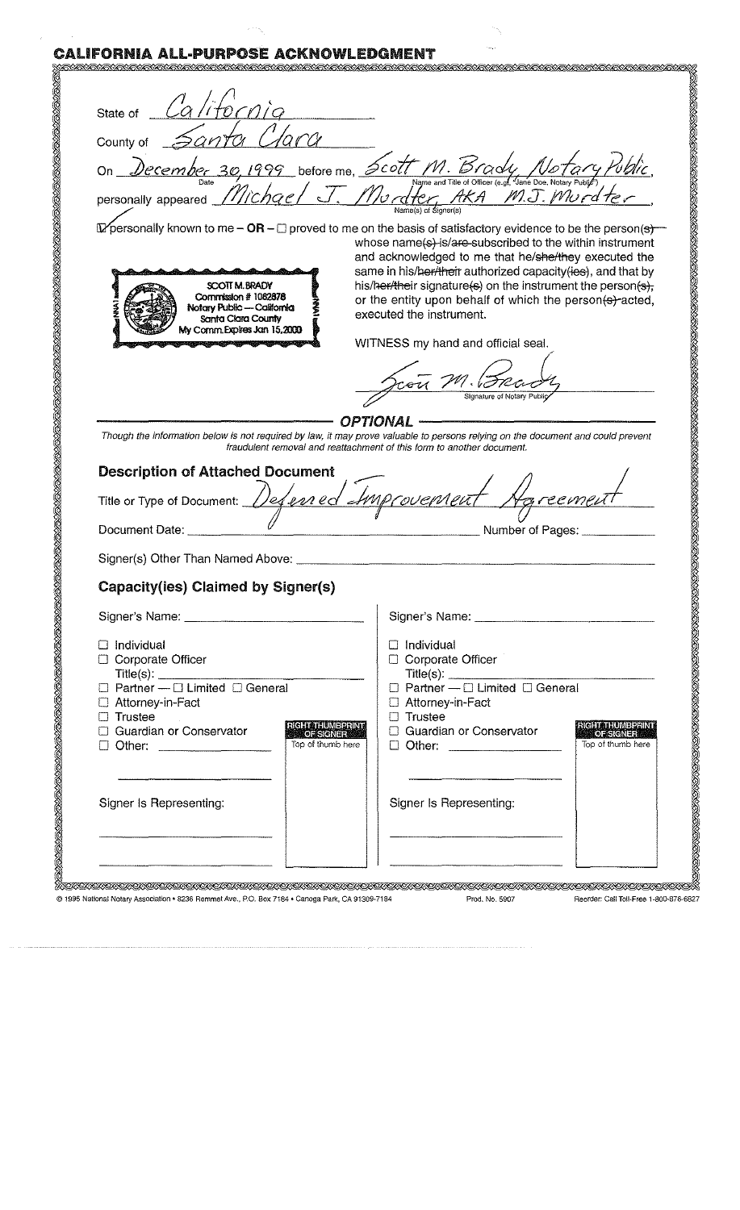# CALIFORNIA ALL-PURPOSE ACKNOWLEDGMENT

State of California

County of Santa Clara

On December 30, 1999 before me, Scott M. Brady Notary Public,
(Date) (Name and Title of Officer (e.g., "Jane Doe, Notary Public"))

personally appeared Michael J. Murdter, AKA M.J. Murdter,
(Name(s) of Signer(s))

☑ personally known to me – **OR** – ☐ proved to me on the basis of satisfactory evidence to be the person(s) whose name(s) is/are subscribed to the within instrument and acknowledged to me that he/she/they executed the same in his/her/their authorized capacity(ies), and that by his/her/their signature(s) on the instrument the person(s), or the entity upon behalf of which the person(s) acted, executed the instrument.

SCOTT M. BRADY
Commission # 1082878
Notary Public — California
Santa Clara County
My Comm. Expires Jan 15, 2000

WITNESS my hand and official seal.

Scott M. Brady
Signature of Notary Public

## OPTIONAL

*Though the information below is not required by law, it may prove valuable to persons relying on the document and could prevent fraudulent removal and reattachment of this form to another document.*

### Description of Attached Document

Title or Type of Document: Deferred Improvement Agreement

Document Date: ______ Number of Pages: ______

Signer(s) Other Than Named Above: ______

### Capacity(ies) Claimed by Signer(s)

| Signer's Name: ______ | Signer's Name: ______ |
|---|---|
| ☐ Individual | ☐ Individual |
| ☐ Corporate Officer | ☐ Corporate Officer |
| Title(s): ______ | Title(s): ______ |
| ☐ Partner — ☐ Limited ☐ General | ☐ Partner — ☐ Limited ☐ General |
| ☐ Attorney-in-Fact | ☐ Attorney-in-Fact |
| ☐ Trustee | ☐ Trustee |
| ☐ Guardian or Conservator | ☐ Guardian or Conservator |
| ☐ Other: ______ | ☐ Other: ______ |
| RIGHT THUMBPRINT OF SIGNER (Top of thumb here) | RIGHT THUMBPRINT OF SIGNER (Top of thumb here) |
| Signer Is Representing: ______ | Signer Is Representing: ______ |

© 1995 National Notary Association • 8236 Remmet Ave., P.O. Box 7184 • Canoga Park, CA 91309-7184 Prod. No. 5907 Reorder: Call Toll-Free 1-800-876-6827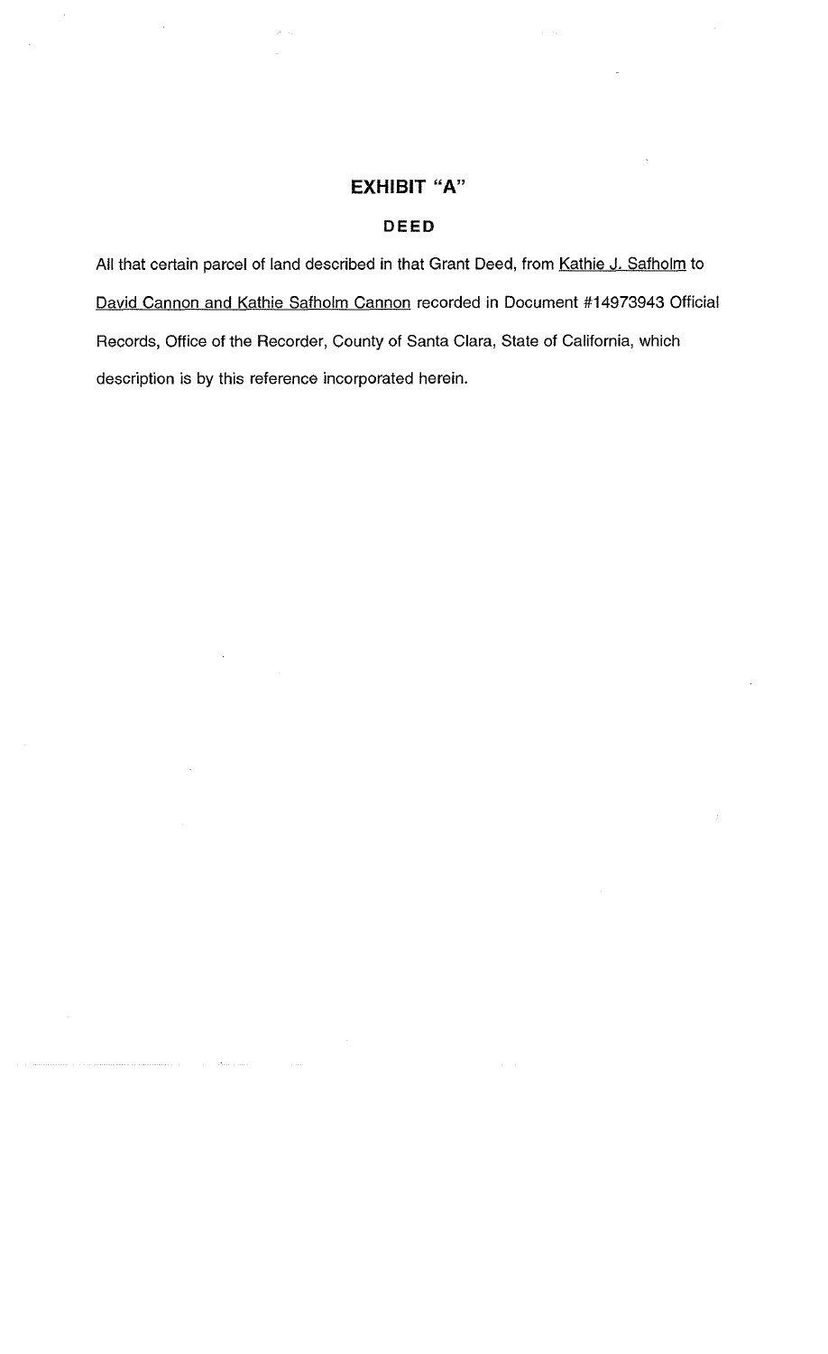# EXHIBIT "A"

## DEED

All that certain parcel of land described in that Grant Deed, from Kathie J. Safholm to David Cannon and Kathie Safholm Cannon recorded in Document #14973943 Official Records, Office of the Recorder, County of Santa Clara, State of California, which description is by this reference incorporated herein.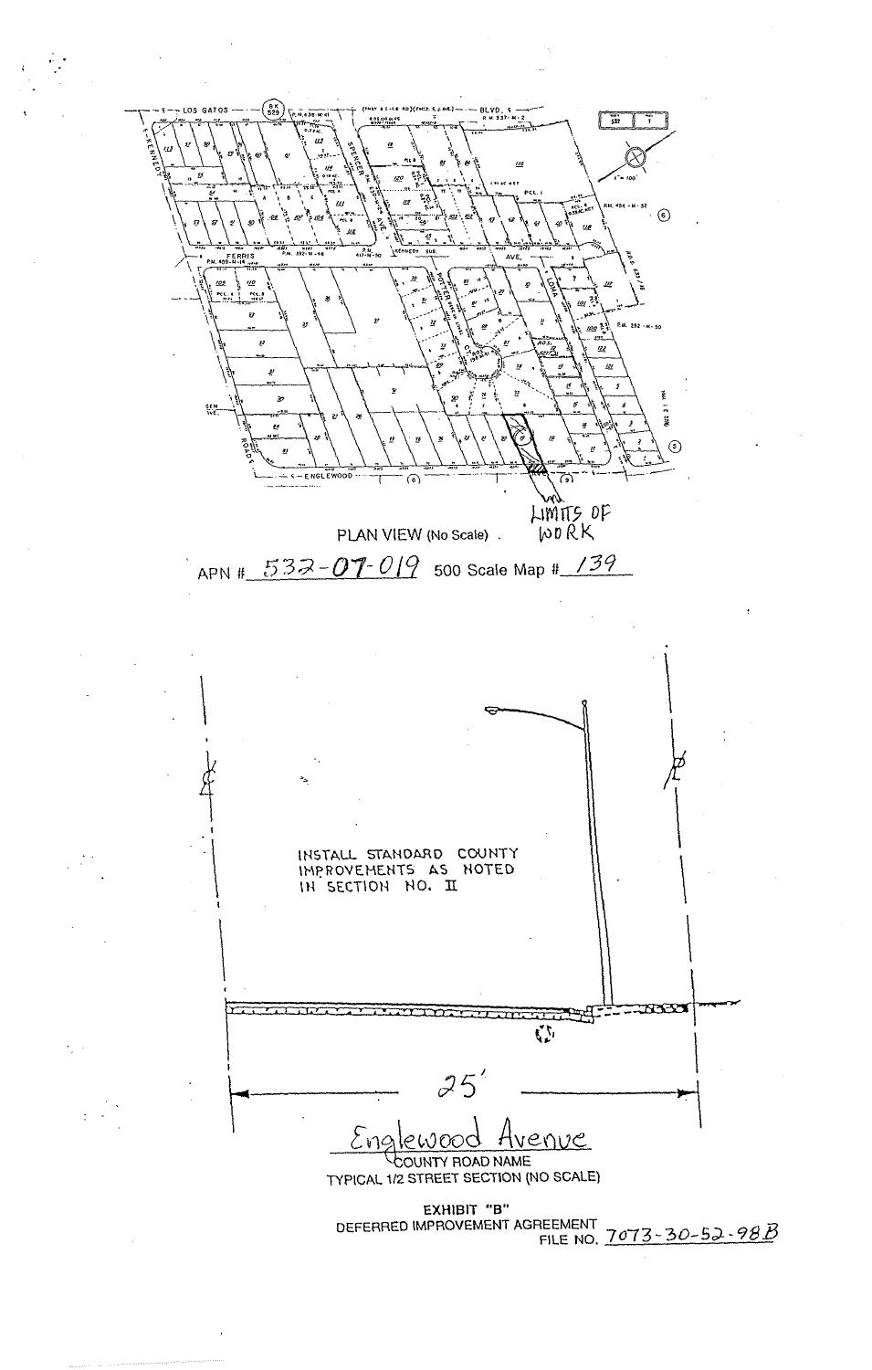LIMITS OF WORK

PLAN VIEW (No Scale)

APN # 532-07-019 500 Scale Map # 139

INSTALL STANDARD COUNTY IMPROVEMENTS AS NOTED IN SECTION NO. II

25'

Englewood Avenue

COUNTY ROAD NAME

TYPICAL 1/2 STREET SECTION (NO SCALE)

**EXHIBIT "B"**

DEFERRED IMPROVEMENT AGREEMENT

FILE NO. 7073-30-52-98B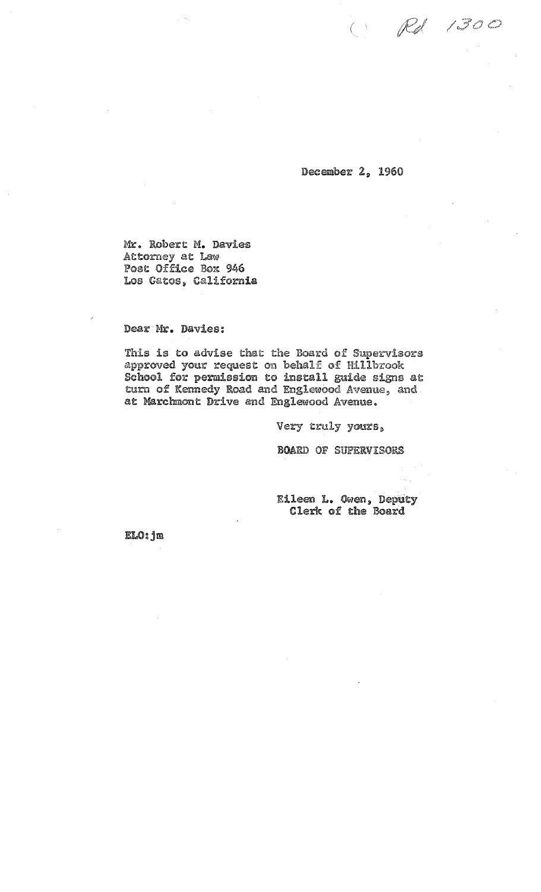Rd 1300

December 2, 1960

Mr. Robert M. Davies
Attorney at Law
Post Office Box 946
Los Gatos, California

Dear Mr. Davies:

This is to advise that the Board of Supervisors approved your request on behalf of Hillbrook School for permission to install guide signs at turn of Kennedy Road and Englewood Avenue, and at Marchmont Drive and Englewood Avenue.

Very truly yours,

BOARD OF SUPERVISORS

Eileen L. Owen, Deputy
Clerk of the Board

ELO:jm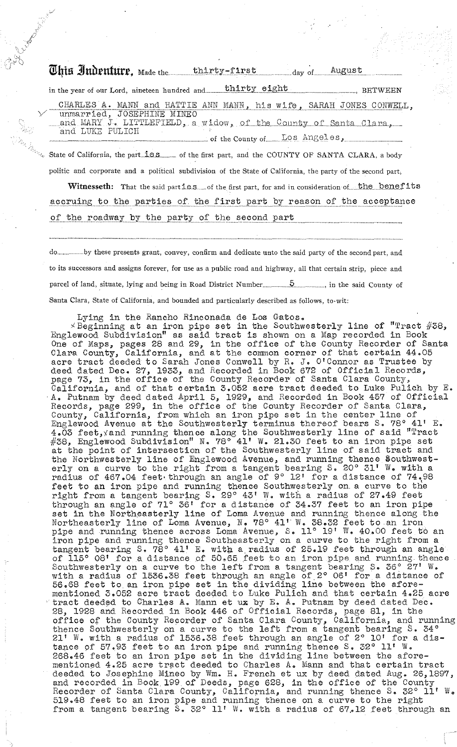**This Indenture,** Made the thirty-first day of August in the year of our Lord, nineteen hundred and thirty eight, BETWEEN

CHARLES A. MANN and HATTIE ANN MANN, his wife, SARAH JONES CONWELL, unmarried, JOSEPHINE MINEO and MARY J. LITTLEFIELD, a widow, of the County of Santa Clara, and LUKE PULICH of the County of Los Angeles,

State of California, the parties of the first part, and the COUNTY OF SANTA CLARA, a body politic and corporate and a political subdivision of the State of California, the party of the second part,

**Witnesseth:** That the said parties of the first part, for and in consideration of the benefits accruing to the parties of the first part by reason of the acceptance of the roadway by the party of the second part

do by these presents grant, convey, confirm and dedicate unto the said party of the second part, and to its successors and assigns forever, for use as a public road and highway, all that certain strip, piece and parcel of land, situate, lying and being in Road District Number 5, in the said County of Santa Clara, State of California, and bounded and particularly described as follows, to-wit:

Lying in the Rancho Rinconada de Los Gatos.

Beginning at an iron pipe set in the Southwesterly line of "Tract #38, Englewood Subdivision" as said tract is shown on a Map recorded in Book One of Maps, pages 28 and 29, in the office of the County Recorder of Santa Clara County, California, and at the common corner of that certain 44.05 acre tract deeded to Sarah Jones Conwell by R. J. O'Connor as Trustee by deed dated Dec. 27, 1933, and Recorded in Book 672 of Official Records, page 73, in the office of the County Recorder of Santa Clara County, California, and of that certain 3.052 acre tract deeded to Luke Pulich by E. A. Putnam by deed dated April 5, 1929, and Recorded in Book 457 of Official Records, page 299, in the office of the County Recorder of Santa Clara, County, California, from which an iron pipe set in the center line of Englewood Avenue at the Southwesterly terminus thereof bears S. 78° 41' E. 4.03 feet, and running thence along the Southwesterly line of said "Tract #38, Englewood Subdivision" N. 78° 41' W. 21.30 feet to an iron pipe set at the point of intersection of the Southwesterly line of said tract and the Northwesterly line of Englewood Avenue, and running thence Southwesterly on a curve to the right from a tangent bearing S. 20° 31' W. with a radius of 467.04 feet through an angle of 9° 12' for a distance of 74.98 feet to an iron pipe and running thence Southwesterly on a curve to the right from a tangent bearing S. 29° 43' W. with a radius of 27.49 feet through an angle of 71° 36' for a distance of 34.37 feet to an iron pipe set in the Northeasterly line of Loma Avenue and running thence along the Northeasterly line of Loma Avenue, N. 78° 41' W. 38.32 feet to an iron pipe and running thence across Loma Avenue, S. 11° 19' W. 40.00 feet to an iron pipe and running thence Southeasterly on a curve to the right from a tangent bearing S. 78° 41' E. with a radius of 25.19 feet through an angle of 115° 08' for a distance of 50.65 feet to an iron pipe and running thence Southwesterly on a curve to the left from a tangent bearing S. 36° 27' W. with a radius of 1536.38 feet through an angle of 2° 06' for a distance of 56.68 feet to an iron pipe set in the dividing line between the aforementioned 3.052 acre tract deeded to Luke Pulich and that certain 4.25 acre tract deeded to Charles A. Mann et ux by E. A. Putnam by deed dated Dec. 28, 1928 and Recorded in Book 446 of Official Records, page 81, in the office of the County Recorder of Santa Clara County, California, and running thence Southwesterly on a curve to the left from a tangent bearing S. 34° 21' W. with a radius of 1536.38 feet through an angle of 2° 10' for a distance of 57.93 feet to an iron pipe and running thence S. 32° 11' W. 268.46 feet to an iron pipe set in the dividing line between the aforementioned 4.25 acre tract deeded to Charles A. Mann and that certain tract deeded to Josephine Mineo by Wm. H. French et ux by deed dated Aug. 26, 1897, and recorded in Book 199 of Deeds, page 628, in the office of the County Recorder of Santa Clara County, California, and running thence S. 32° 11' W. 519.48 feet to an iron pipe and running thence on a curve to the right from a tangent bearing S. 32° 11' W. with a radius of 67.12 feet through an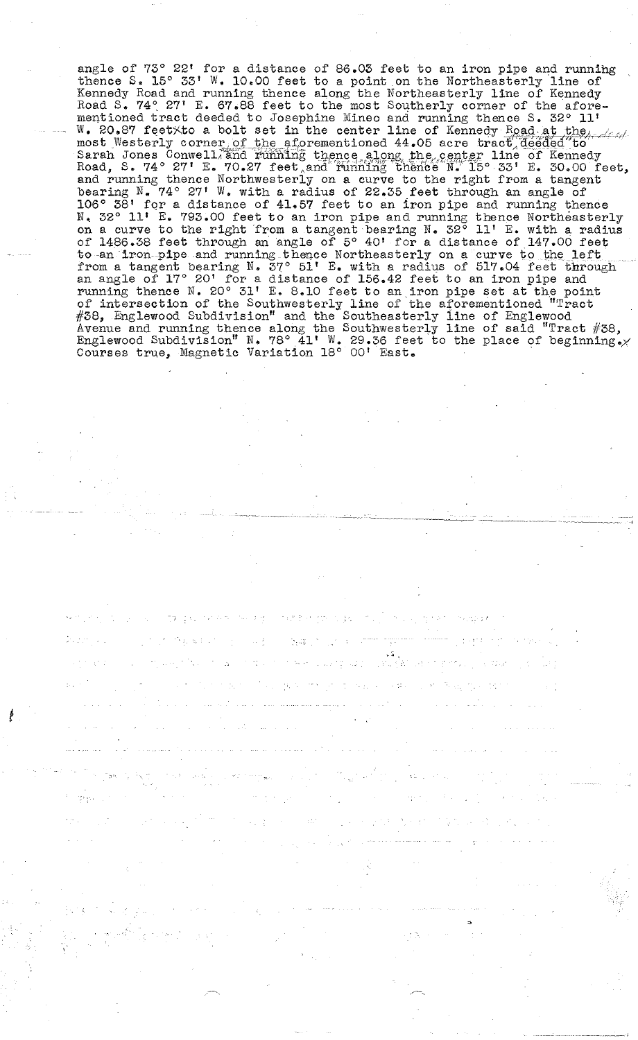angle of 73° 22' for a distance of 86.03 feet to an iron pipe and running thence S. 15° 33' W. 10.00 feet to a point on the Northeasterly line of Kennedy Road and running thence along the Northeasterly line of Kennedy Road S. 74° 27' E. 67.88 feet to the most Southerly corner of the aforementioned tract deeded to Josephine Mineo and running thence S. 32° 11' W. 20.87 feet to a bolt set in the center line of Kennedy Road at the most Westerly corner of the aforementioned 44.05 acre tract deeded to Sarah Jones Conwell and running thence along the center line of Kennedy Road, S. 74° 27' E. 70.27 feet and running thence N. 15° 33' E. 30.00 feet, and running thence Northwesterly on a curve to the right from a tangent bearing N. 74° 27' W. with a radius of 22.35 feet through an angle of 106° 38' for a distance of 41.57 feet to an iron pipe and running thence N. 32° 11' E. 793.00 feet to an iron pipe and running thence Northeasterly on a curve to the right from a tangent bearing N. 32° 11' E. with a radius of 1486.38 feet through an angle of 5° 40' for a distance of 147.00 feet to an iron pipe and running thence Northeasterly on a curve to the left from a tangent bearing N. 37° 51' E. with a radius of 517.04 feet through an angle of 17° 20' for a distance of 156.42 feet to an iron pipe and running thence N. 20° 31' E. 8.10 feet to an iron pipe set at the point of intersection of the Southwesterly line of the aforementioned "Tract #38, Englewood Subdivision" and the Southeasterly line of Englewood Avenue and running thence along the Southwesterly line of said "Tract #38, Englewood Subdivision" N. 78° 41' W. 29.36 feet to the place of beginning. Courses true, Magnetic Variation 18° 00' East.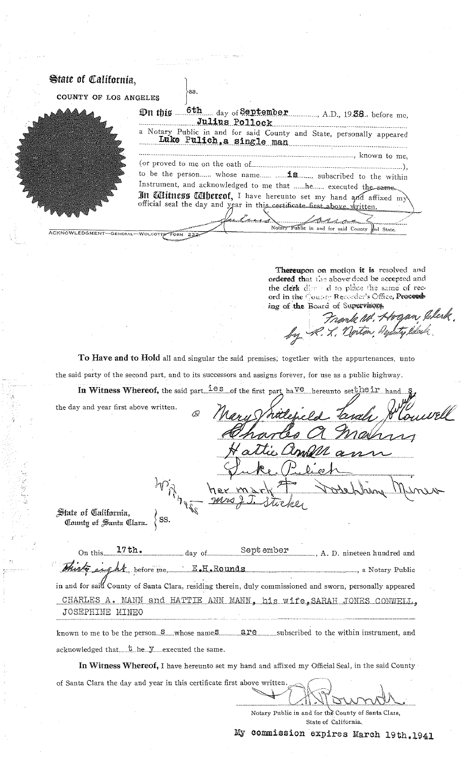**State of California,**
COUNTY OF LOS ANGELES } ss.

On this 6th day of September, A.D., 1938, before me, Julius Pollock a Notary Public in and for said County and State, personally appeared Luke Pulich, a single man, known to me, (or proved to me on the oath of ............), to be the person whose name is subscribed to the within Instrument, and acknowledged to me that he executed the same.

**In Witness Whereof,** I have hereunto set my hand and affixed my official seal the day and year in this certificate first above written.

Julius Pollock
Notary Public in and for said County and State.

ACKNOWLEDGMENT—GENERAL—WOLCOTTS FORM 232

**Thereupon on motion it is resolved and ordered that** the above deed be accepted and the clerk directed to place the same of record in the County Recorder's Office, **Proceeding of the Board of Supervisors.**

Frank W. Hogan, Clerk.
by R. L. Norton, Deputy Clerk.

**To Have and to Hold** all and singular the said premises, together with the appurtenances, unto the said party of the second part, and to its successors and assigns forever, for use as a public highway.

**In Witness Whereof,** the said parties of the first part have hereunto set their hands the day and year first above written.

Mary Whitfield Sarah Jones Conwell
Charles A Mann
Hattie Ann Mann
Luke Pulich
Wit. her mark + Josephine Mineo
Mrs J. I. Stocker

**State of California, County of Santa Clara.** } SS.

On this 17th. day of September, A. D. nineteen hundred and thirty eight, before me, E.H.Rounds, a Notary Public in and for said County of Santa Clara, residing therein, duly commissioned and sworn, personally appeared CHARLES A. MANN and HATTIE ANN MANN, his wife, SARAH JONES CONWELL, JOSEPHINE MINEO

known to me to be the persons whose names are subscribed to the within instrument, and acknowledged that they executed the same.

**In Witness Whereof,** I have hereunto set my hand and affixed my Official Seal, in the said County of Santa Clara the day and year in this certificate first above written.

E.H. Rounds
Notary Public in and for the County of Santa Clara, State of California.

My commission expires March 19th, 1941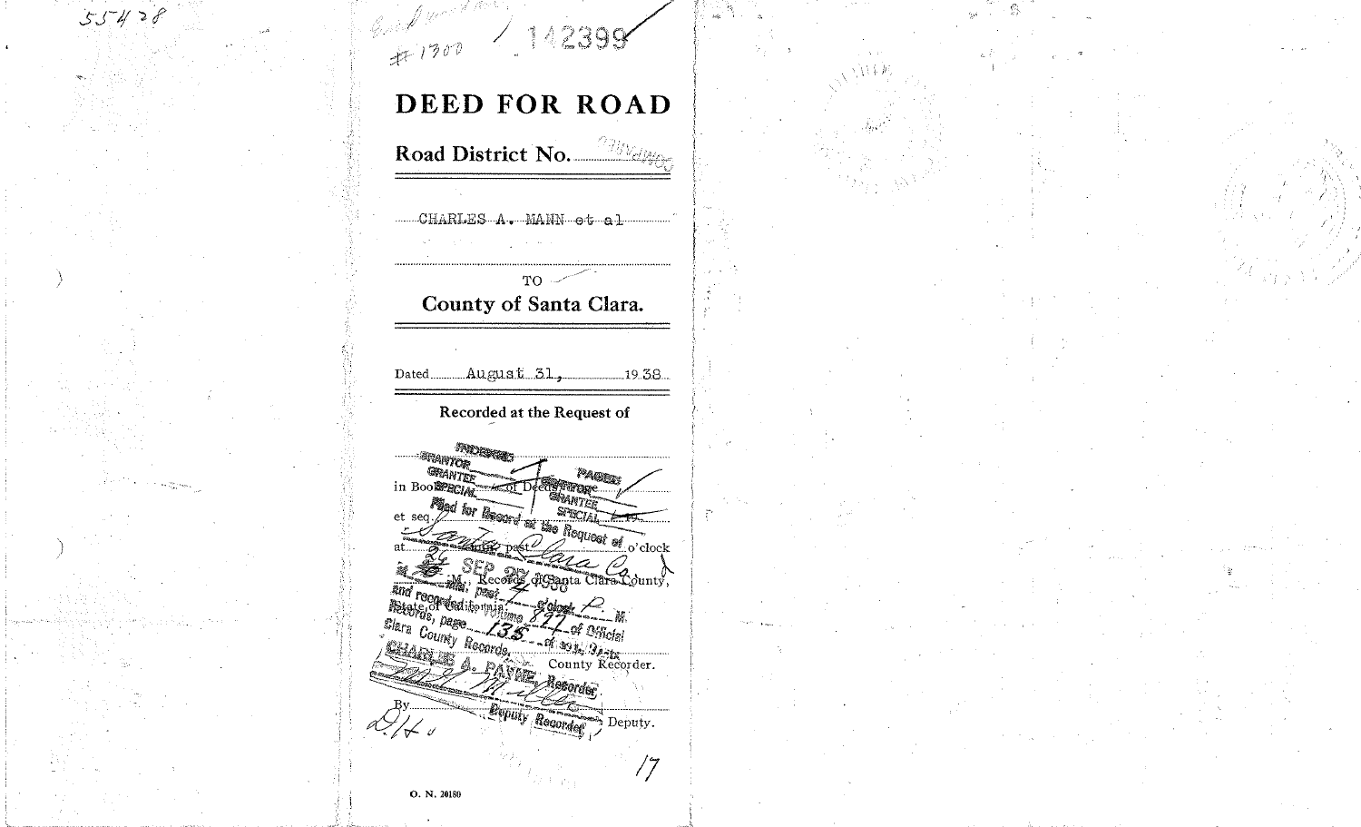55428

#1300 142399

# DEED FOR ROAD

**Road District No.** ........

CHARLES A. MANN et al

TO

**County of Santa Clara.**

Dated August 31, 1938

**Recorded at the Request of**

INDEXED
GRANTOR
GRANTEE
SPECIAL

PAGED
GRANTOR
GRANTEE
SPECIAL

in Book ........ of Deeds ........

et seq.

Filed for Record at the Request of Santa Clara Co.

at 26 min. past 4 o'clock P. M. SEP 22 1938

and recorded in Volume 897 of Official Records, page 135 of Santa Clara County Records.

CHARLES A. PAYNE, Recorder. County Recorder.

By ........ Deputy Recorder. Deputy.

17

O. N. 20180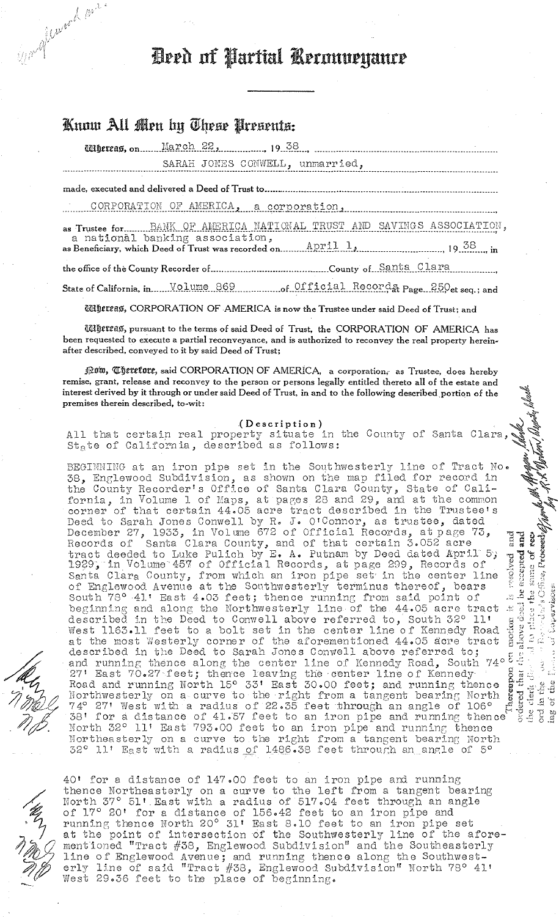# Deed of Partial Reconveyance

## Know All Men by These Presents:

**Whereas,** on March 22, 1938, SARAH JONES CONWELL, unmarried,

made, executed and delivered a Deed of Trust to CORPORATION OF AMERICA, a corporation,

as Trustee for BANK OF AMERICA NATIONAL TRUST AND SAVINGS ASSOCIATION, a national banking association, as Beneficiary, which Deed of Trust was recorded on April 1, 1938, in the office of the County Recorder of County of Santa Clara, State of California, in Volume 869 of Official Records Page 250 et seq.; and

**Whereas,** CORPORATION OF AMERICA is now the Trustee under said Deed of Trust; and

**Whereas,** pursuant to the terms of said Deed of Trust, the CORPORATION OF AMERICA has been requested to execute a partial reconveyance, and is authorized to reconvey the real property hereinafter described, conveyed to it by said Deed of Trust;

**Now, Therefore,** said CORPORATION OF AMERICA, a corporation, as Trustee, does hereby remise, grant, release and reconvey to the person or persons legally entitled thereto all of the estate and interest derived by it through or under said Deed of Trust, in and to the following described portion of the premises therein described, to-wit:

(Description)

All that certain real property situate in the County of Santa Clara, State of California, described as follows:

BEGINNING at an iron pipe set in the Southwesterly line of Tract No. 38, Englewood Subdivision, as shown on the map filed for record in the County Recorder's Office of Santa Clara County, State of California, in Volume 1 of Maps, at pages 28 and 29, and at the common corner of that certain 44.05 acre tract described in the Trustee's Deed to Sarah Jones Conwell by R. J. O'Connor, as trustee, dated December 27, 1933, in Volume 672 of Official Records, at page 73, Records of Santa Clara County, and of that certain 3.052 acre tract deeded to Luke Pulich by E. A. Putnam by Deed dated April 5, 1929, in Volume 457 of Official Records, at page 299, Records of Santa Clara County, from which an iron pipe set in the center line of Englewood Avenue at the Southwesterly terminus thereof, bears South 78° 41' East 4.03 feet; thence running from said point of beginning and along the Northwesterly line of the 44.05 acre tract described in the Deed to Conwell above referred to, South 32° 11' West 1163.11 feet to a bolt set in the center line of Kennedy Road at the most Westerly corner of the aforementioned 44.05 acre tract described in the Deed to Sarah Jones Conwell above referred to; and running thence along the center line of Kennedy Road, South 74° 27' East 70.27 feet; thence leaving the center line of Kennedy Road and running North 15° 33' East 30.00 feet; and running thence Northwesterly on a curve to the right from a tangent bearing North 74° 27' West with a radius of 22.35 feet through an angle of 106° 38' for a distance of 41.57 feet to an iron pipe and running thence North 32° 11' East 793.00 feet to an iron pipe and running thence Northeasterly on a curve to the right from a tangent bearing North 32° 11' East with a radius of 1486.38 feet through an angle of 5° 40' for a distance of 147.00 feet to an iron pipe and running thence Northeasterly on a curve to the left from a tangent bearing North 37° 51' East with a radius of 517.04 feet through an angle of 17° 20' for a distance of 156.42 feet to an iron pipe and running thence North 20° 31' East 8.10 feet to an iron pipe set at the point of intersection of the Southwesterly line of the aforementioned "Tract #38, Englewood Subdivision" and the Southeasterly line of Englewood Avenue; and running thence along the Southwesterly line of said "Tract #38, Englewood Subdivision" North 78° 41' West 29.36 feet to the place of beginning.

Thereupon on motion it is resolved and ordered that the above deed be accepted and the clerk directed to place the same of record in the County Recorder's Office, Proceeding of the Board of Supervisors.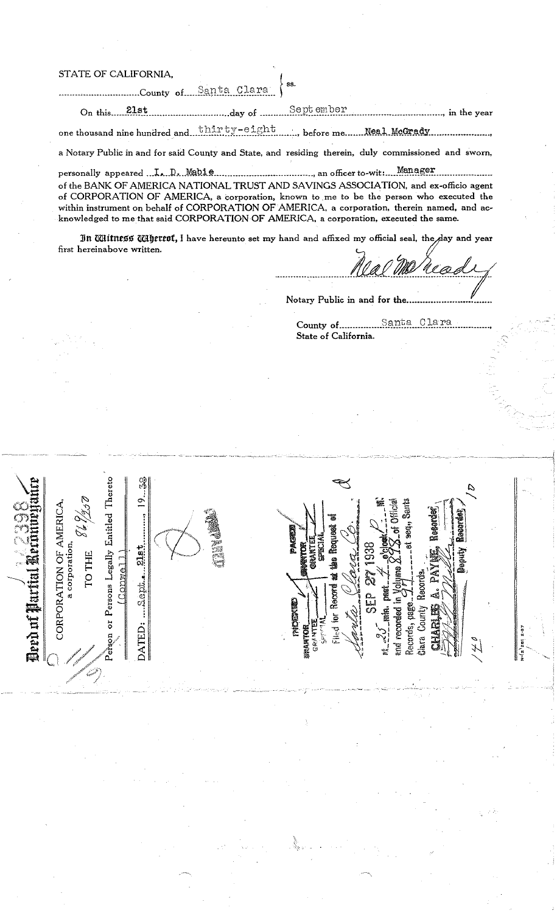STATE OF CALIFORNIA,
County of Santa Clara } ss.

On this 21st day of September, in the year one thousand nine hundred and thirty-eight, before me Neal McCready, a Notary Public in and for said County and State, and residing therein, duly commissioned and sworn, personally appeared I. D. Mabie, an officer to-wit: Manager of the BANK OF AMERICA NATIONAL TRUST AND SAVINGS ASSOCIATION, and ex-officio agent of CORPORATION OF AMERICA, a corporation, known to me to be the person who executed the within instrument on behalf of CORPORATION OF AMERICA, a corporation, therein named, and acknowledged to me that said CORPORATION OF AMERICA, a corporation, executed the same.

**In Witness Whereof,** I have hereunto set my hand and affixed my official seal, the day and year first hereinabove written.

Neal McCready

Notary Public in and for the

County of Santa Clara
State of California.

---

142398

**Deed of Partial Reconveyance**

CORPORATION OF AMERICA,
a corporation,

TO THE 849250

Person or Persons Legally Entitled Thereto
(Connell)

DATED: Sept. 21st, 1938

INDEXED
GRANTOR
GRANTEE
SPECIAL

PAGED
GRANTOR
GRANTEE
SPECIAL

Filed for Record at the Request of Santa Clara Co.
SEP 27 1938
at 25 min. past 4 o'clock P. M.
and recorded in Volume 898 of Official Records, page 97 et seq., Santa Clara County Records.
CHARLES A. PAYNE, Recorder
Deputy Recorder

140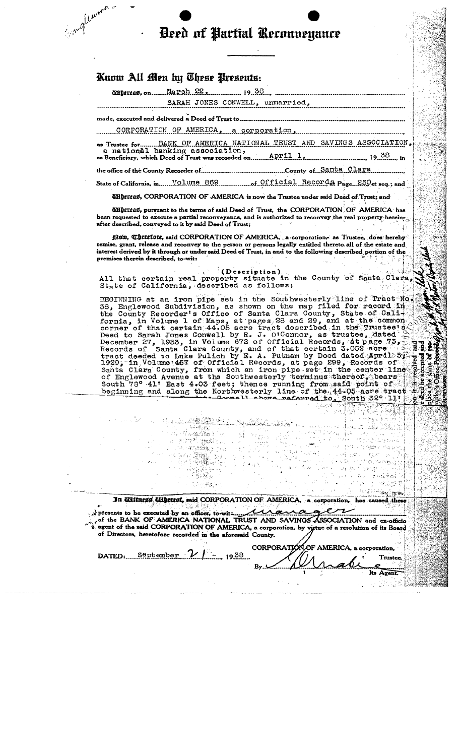# Deed of Partial Reconveyance

## Know All Men by These Presents:

**Whereas**, on March 22, 1938, SARAH JONES CONWELL, unmarried,

made, executed and delivered a Deed of Trust to CORPORATION OF AMERICA, a corporation,

as Trustee for BANK OF AMERICA NATIONAL TRUST AND SAVINGS ASSOCIATION, a national banking association, as Beneficiary, which Deed of Trust was recorded on April 1, 1938, in the office of the County Recorder of County of Santa Clara State of California, in Volume 869 of Official Records Page 250 et seq.; and

**Whereas**, CORPORATION OF AMERICA is now the Trustee under said Deed of Trust; and

**Whereas**, pursuant to the terms of said Deed of Trust, the CORPORATION OF AMERICA has been requested to execute a partial reconveyance, and is authorized to reconvey the real property hereinafter described, conveyed to it by said Deed of Trust;

**Now, Therefore**, said CORPORATION OF AMERICA, a corporation, as Trustee, does hereby remise, grant, release and reconvey to the person or persons legally entitled thereto all of the estate and interest derived by it through or under said Deed of Trust, in and to the following described portion of the premises therein described, to-wit:

(Description)

All that certain real property situate in the County of Santa Clara, State of California, described as follows:

BEGINNING at an iron pipe set in the Southwesterly line of Tract No. 38, Englewood Subdivision, as shown on the map filed for record in the County Recorder's Office of Santa Clara County, State of California, in Volume 1 of Maps, at pages 28 and 29, and at the common corner of that certain 44.05 acre tract described in the Trustee's Deed to Sarah Jones Conwell by R. J. O'Connor, as trustee, dated December 27, 1933, in Volume 672 of Official Records, at page 73, Records of Santa Clara County, and of that certain 3.052 acre tract deeded to Luke Pulich by E. A. Putnam by Deed dated April 5, 1929, in Volume 457 of Official Records, at page 299, Records of Santa Clara County, from which an iron pipe set in the center line of Englewood Avenue at the Southwesterly terminus thereof, bears South 78° 41' East 4.03 feet; thence running from said point of beginning and along the Northwesterly line of the 44.05 acre tract ... Conwell above referred to, South 32° 11' ...

**In Witness Whereof**, said CORPORATION OF AMERICA, a corporation, has caused these presents to be executed by an officer, to-wit: Manager of the BANK OF AMERICA NATIONAL TRUST AND SAVINGS ASSOCIATION and ex-officio agent of the said CORPORATION OF AMERICA, a corporation, by virtue of a resolution of its Board of Directors, heretofore recorded in the aforesaid County.

DATED: September 21, 1938

CORPORATION OF AMERICA, a corporation, Trustee.

By [signature] Its Agent.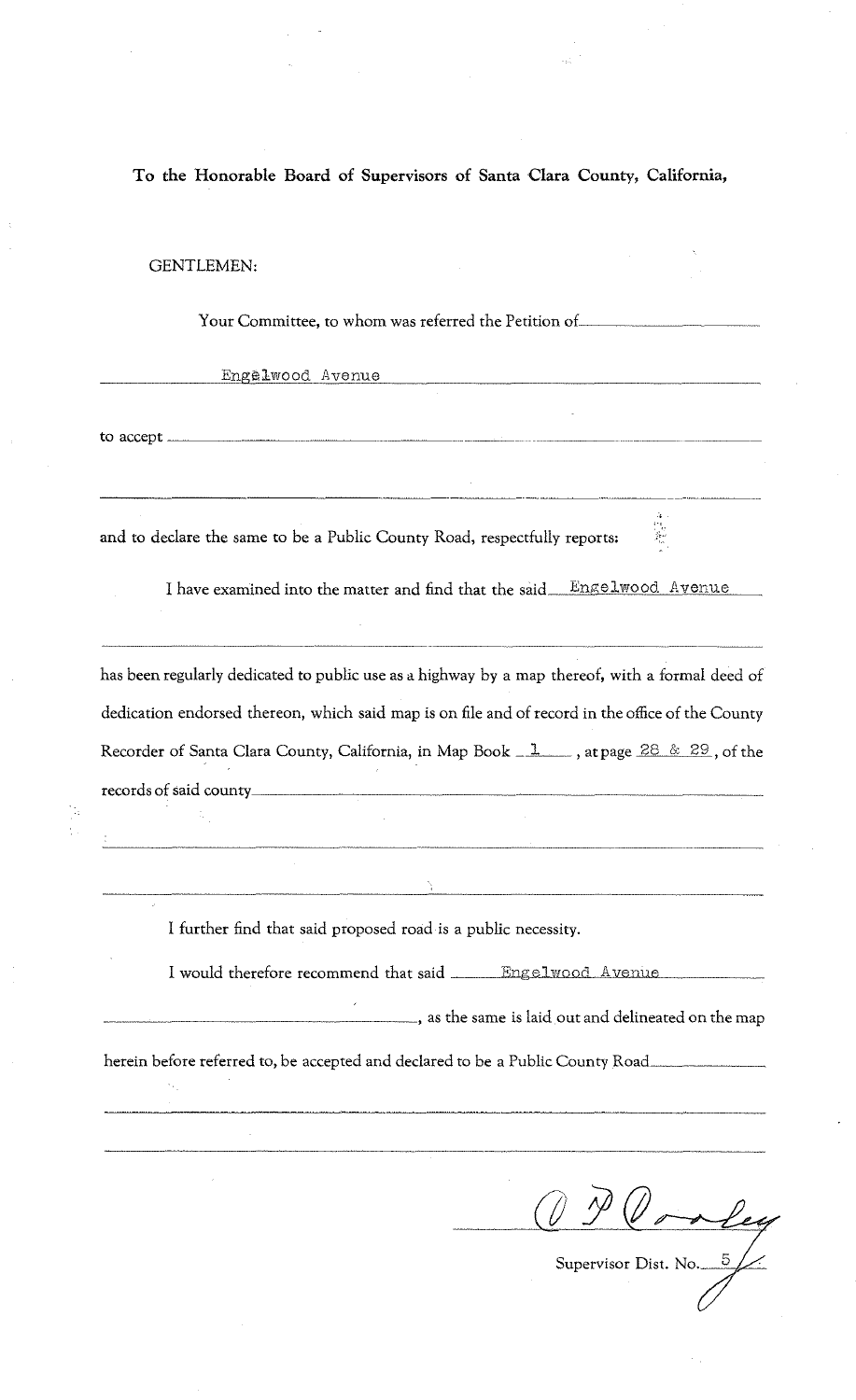**To the Honorable Board of Supervisors of Santa Clara County, California,**

GENTLEMEN:

Your Committee, to whom was referred the Petition of

Engelwood Avenue

to accept

and to declare the same to be a Public County Road, respectfully reports:

I have examined into the matter and find that the said Engelwood Avenue

has been regularly dedicated to public use as a highway by a map thereof, with a formal deed of dedication endorsed thereon, which said map is on file and of record in the office of the County Recorder of Santa Clara County, California, in Map Book 1, at page 28 & 29, of the records of said county

I further find that said proposed road is a public necessity.

I would therefore recommend that said Engelwood Avenue, as the same is laid out and delineated on the map herein before referred to, be accepted and declared to be a Public County Road

O P Dooley

Supervisor Dist. No. 5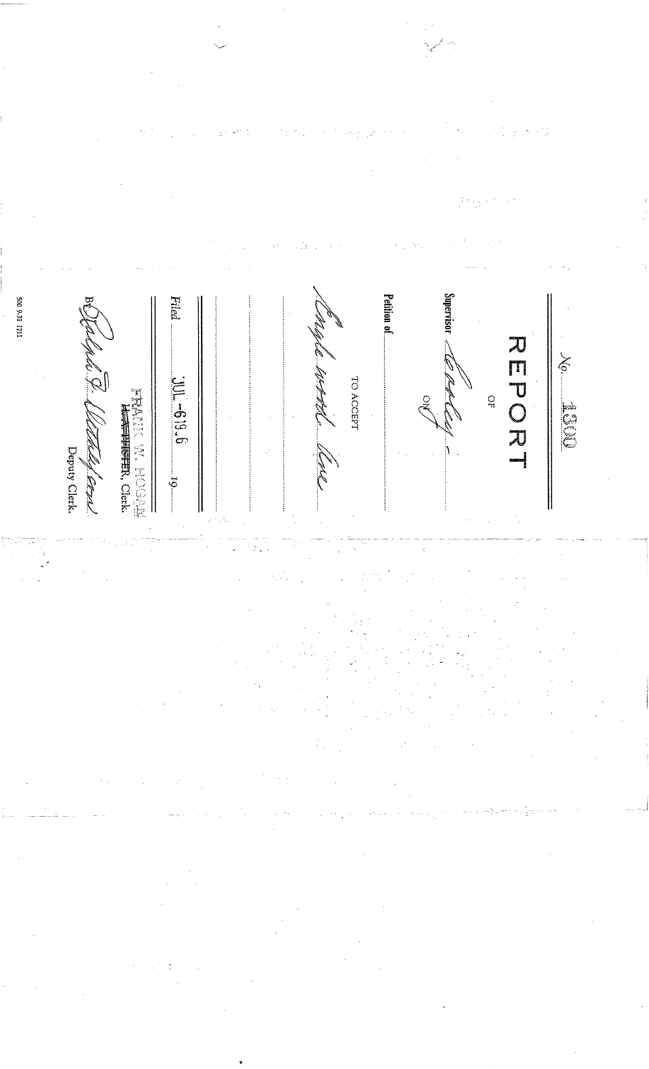No. 1300

# REPORT

OF

Supervisor Conley - ON

Petition of

TO ACCEPT

Maple wood Ave

Filed JUL - 6 19.6 19

FRANK W. HOGAN, Clerk.

By Ralph F. Wetzel (?), Deputy Clerk.

500 9-31 1711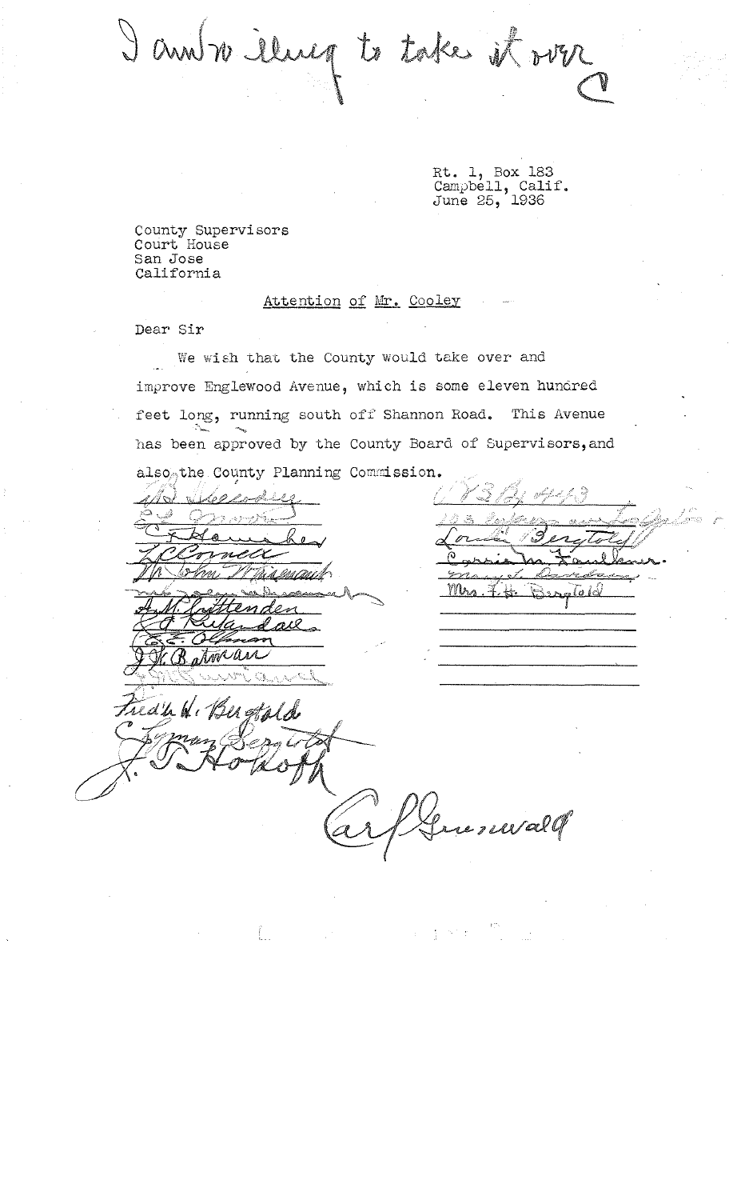I am not willing to take it over C

Rt. 1, Box 183
Campbell, Calif.
June 25, 1936

County Supervisors
Court House
San Jose
California

Attention of Mr. Cooley

Dear Sir

We wish that the County would take over and improve Englewood Avenue, which is some eleven hundred feet long, running south off Shannon Road. This Avenue has been approved by the County Board of Supervisors, and also the County Planning Commission.

| | |
|---|---|
| W. B. Sheridan | |
| E. L. Brown | Louie Bergtold |
| C. F. Hauscher | Carrie M. Faulkner |
| L. Connell | Mary L. Davidson |
| Mr. John Wiseman | Mrs. F. H. Bergtold |
| Mrs. Joseph Wiseman | |
| A. M. Crittenden | |
| R. J. Rutandall | |
| E. E. Olsson | |
| J. W. Batman | |
| Mrs. Batman | |

Fred'k W. Bergtold
Lyman Bergtold
J. T. Holdoff

Carl Gruenwald